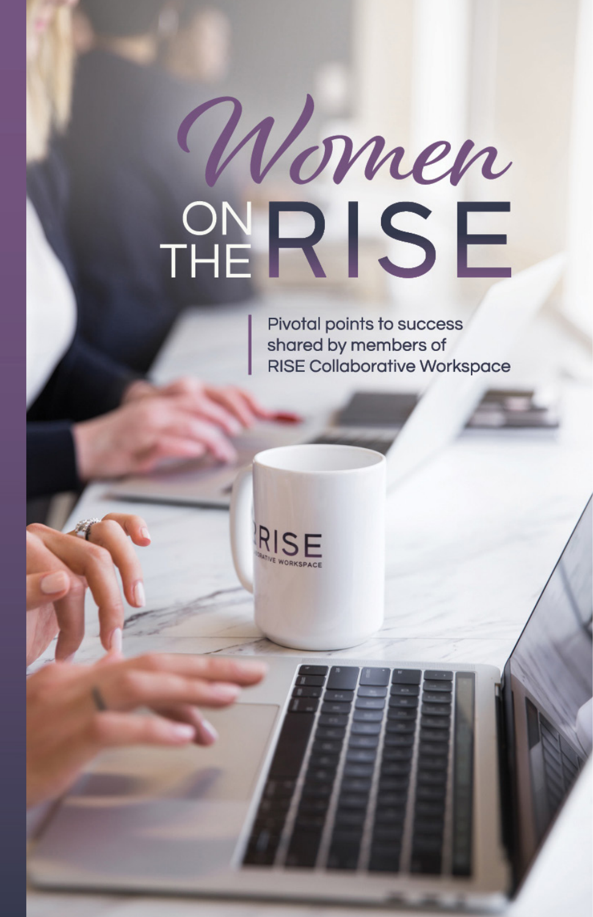# Women ON THE RISE

Pivotal points to success shared by members of RISE Collaborative Workspace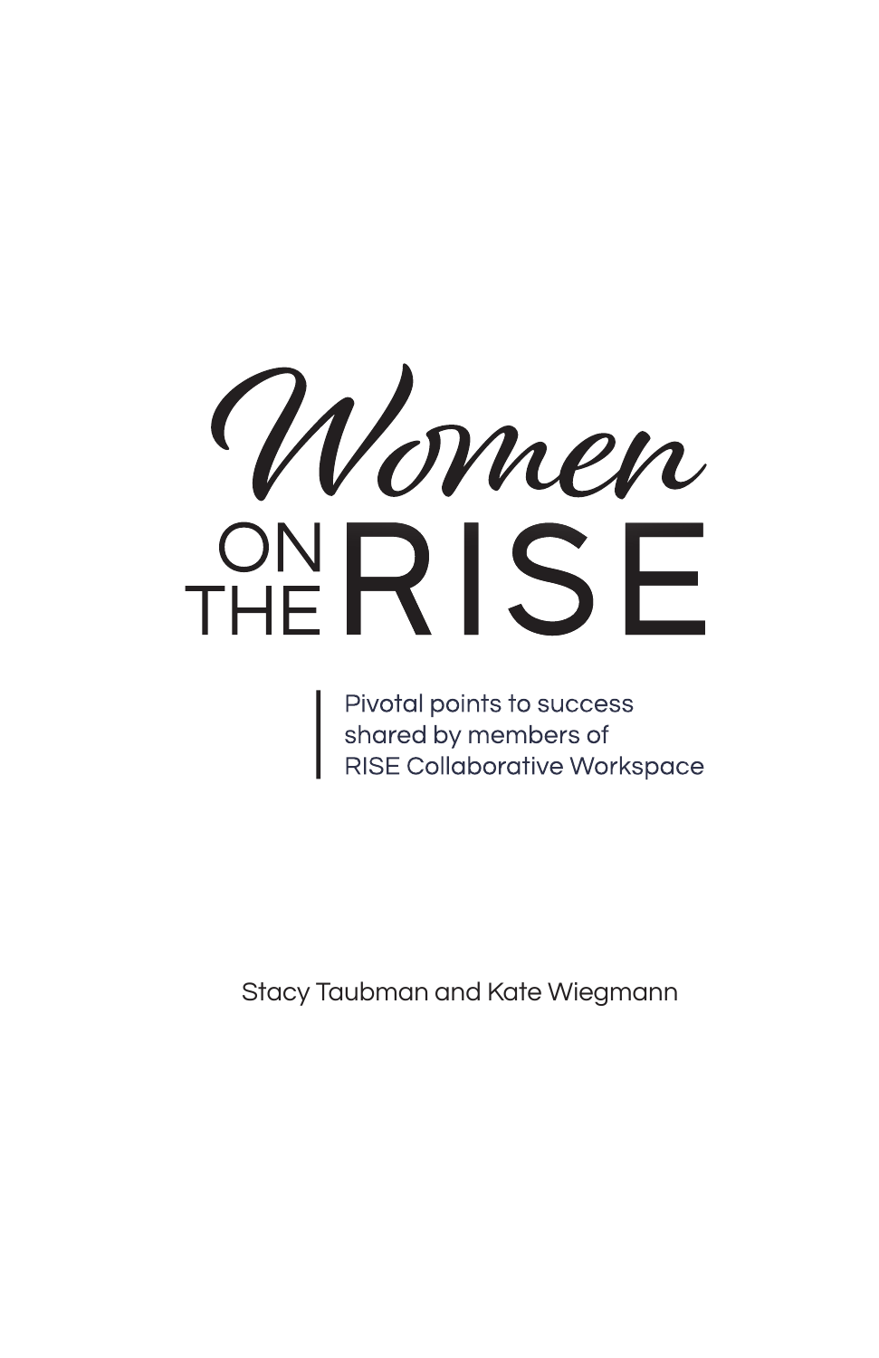# Women ON THE RISE

Pivotal points to success shared by members of RISE Collaborative Workspace

Stacy Taubman and Kate Wiegmann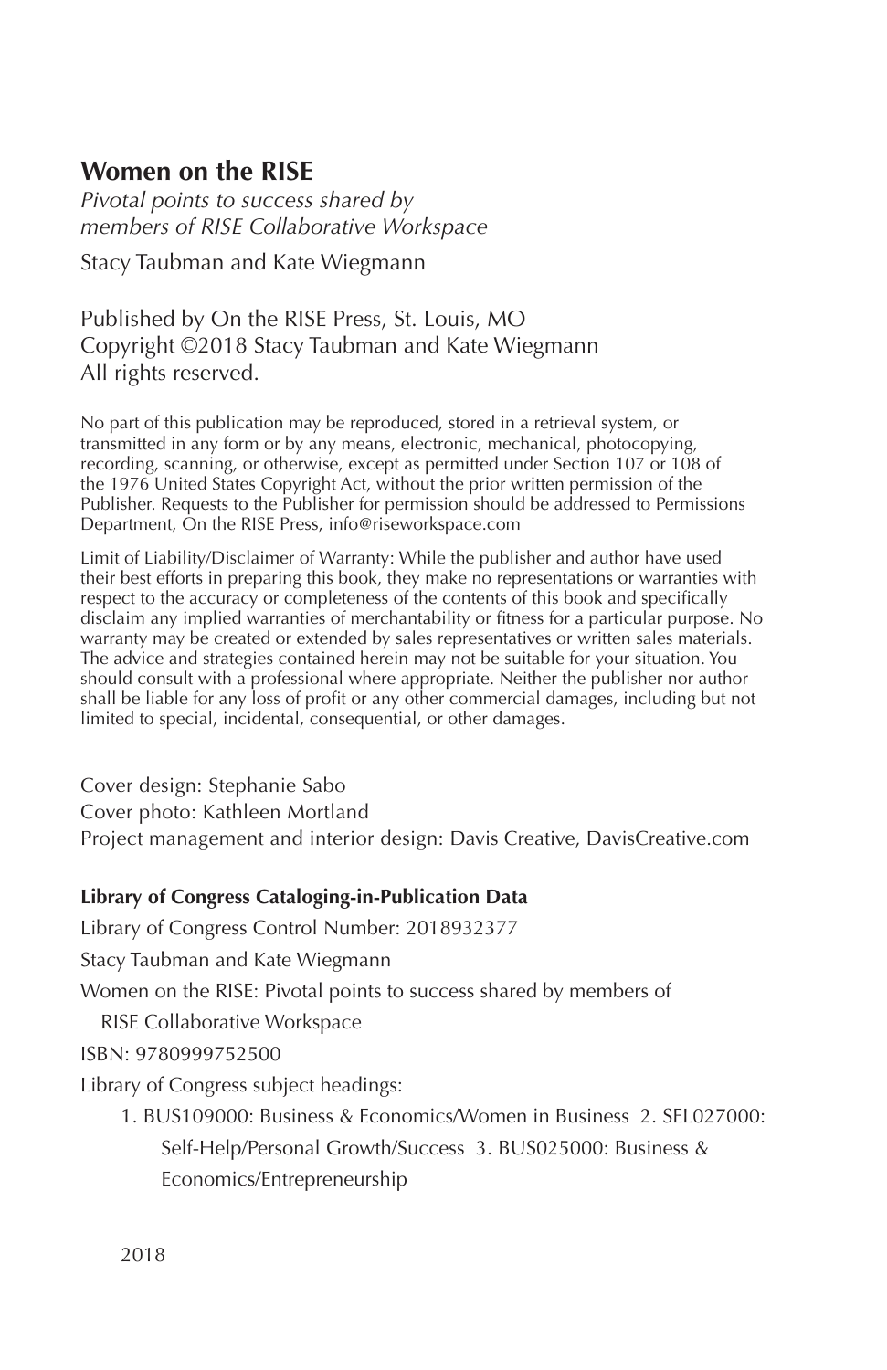## Women on the RISE

*Pivotal points to success shared by members of RISE Collaborative Workspace*

Stacy Taubman and Kate Wiegmann

Published by On the RISE Press, St. Louis, MO
Copyright ©2018 Stacy Taubman and Kate Wiegmann
All rights reserved.

No part of this publication may be reproduced, stored in a retrieval system, or transmitted in any form or by any means, electronic, mechanical, photocopying, recording, scanning, or otherwise, except as permitted under Section 107 or 108 of the 1976 United States Copyright Act, without the prior written permission of the Publisher. Requests to the Publisher for permission should be addressed to Permissions Department, On the RISE Press, info@riseworkspace.com

Limit of Liability/Disclaimer of Warranty: While the publisher and author have used their best efforts in preparing this book, they make no representations or warranties with respect to the accuracy or completeness of the contents of this book and specifically disclaim any implied warranties of merchantability or fitness for a particular purpose. No warranty may be created or extended by sales representatives or written sales materials. The advice and strategies contained herein may not be suitable for your situation. You should consult with a professional where appropriate. Neither the publisher nor author shall be liable for any loss of profit or any other commercial damages, including but not limited to special, incidental, consequential, or other damages.

Cover design: Stephanie Sabo
Cover photo: Kathleen Mortland
Project management and interior design: Davis Creative, DavisCreative.com

**Library of Congress Cataloging-in-Publication Data**

Library of Congress Control Number: 2018932377

Stacy Taubman and Kate Wiegmann

Women on the RISE: Pivotal points to success shared by members of RISE Collaborative Workspace

ISBN: 9780999752500

Library of Congress subject headings:

1. BUS109000: Business & Economics/Women in Business 2. SEL027000: Self-Help/Personal Growth/Success 3. BUS025000: Business & Economics/Entrepreneurship

2018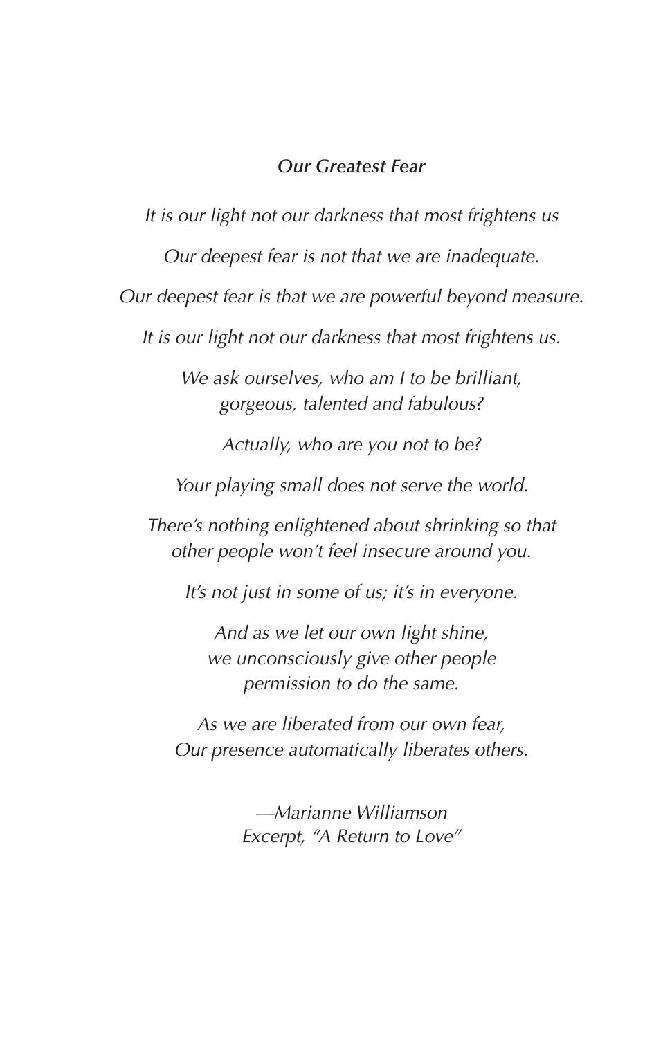### *Our Greatest Fear*

*It is our light not our darkness that most frightens us*

*Our deepest fear is not that we are inadequate.*

*Our deepest fear is that we are powerful beyond measure.*

*It is our light not our darkness that most frightens us.*

*We ask ourselves, who am I to be brilliant,*
*gorgeous, talented and fabulous?*

*Actually, who are you not to be?*

*Your playing small does not serve the world.*

*There's nothing enlightened about shrinking so that*
*other people won't feel insecure around you.*

*It's not just in some of us; it's in everyone.*

*And as we let our own light shine,*
*we unconsciously give other people*
*permission to do the same.*

*As we are liberated from our own fear,*
*Our presence automatically liberates others.*

*—Marianne Williamson*
*Excerpt, "A Return to Love"*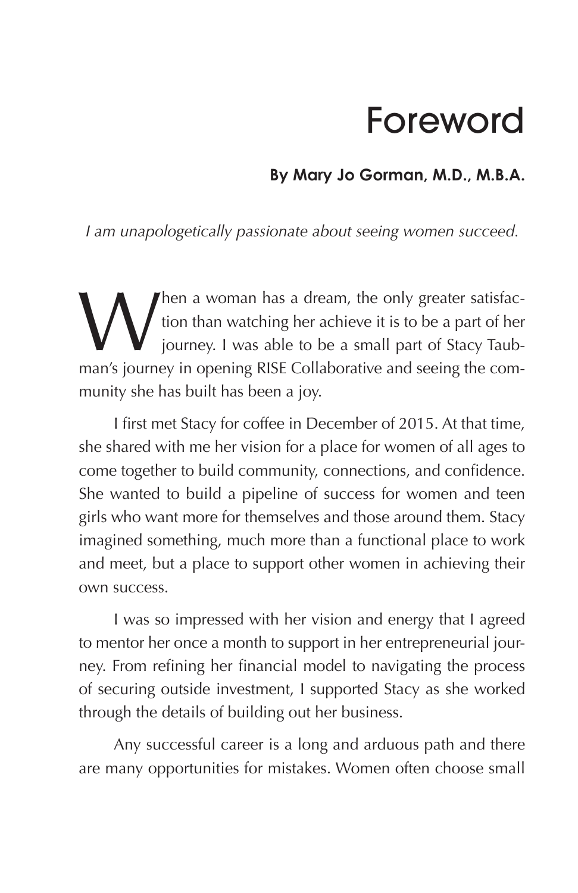# Foreword

**By Mary Jo Gorman, M.D., M.B.A.**

*I am unapologetically passionate about seeing women succeed.*

When a woman has a dream, the only greater satisfaction than watching her achieve it is to be a part of her journey. I was able to be a small part of Stacy Taubman's journey in opening RISE Collaborative and seeing the community she has built has been a joy.

I first met Stacy for coffee in December of 2015. At that time, she shared with me her vision for a place for women of all ages to come together to build community, connections, and confidence. She wanted to build a pipeline of success for women and teen girls who want more for themselves and those around them. Stacy imagined something, much more than a functional place to work and meet, but a place to support other women in achieving their own success.

I was so impressed with her vision and energy that I agreed to mentor her once a month to support in her entrepreneurial journey. From refining her financial model to navigating the process of securing outside investment, I supported Stacy as she worked through the details of building out her business.

Any successful career is a long and arduous path and there are many opportunities for mistakes. Women often choose small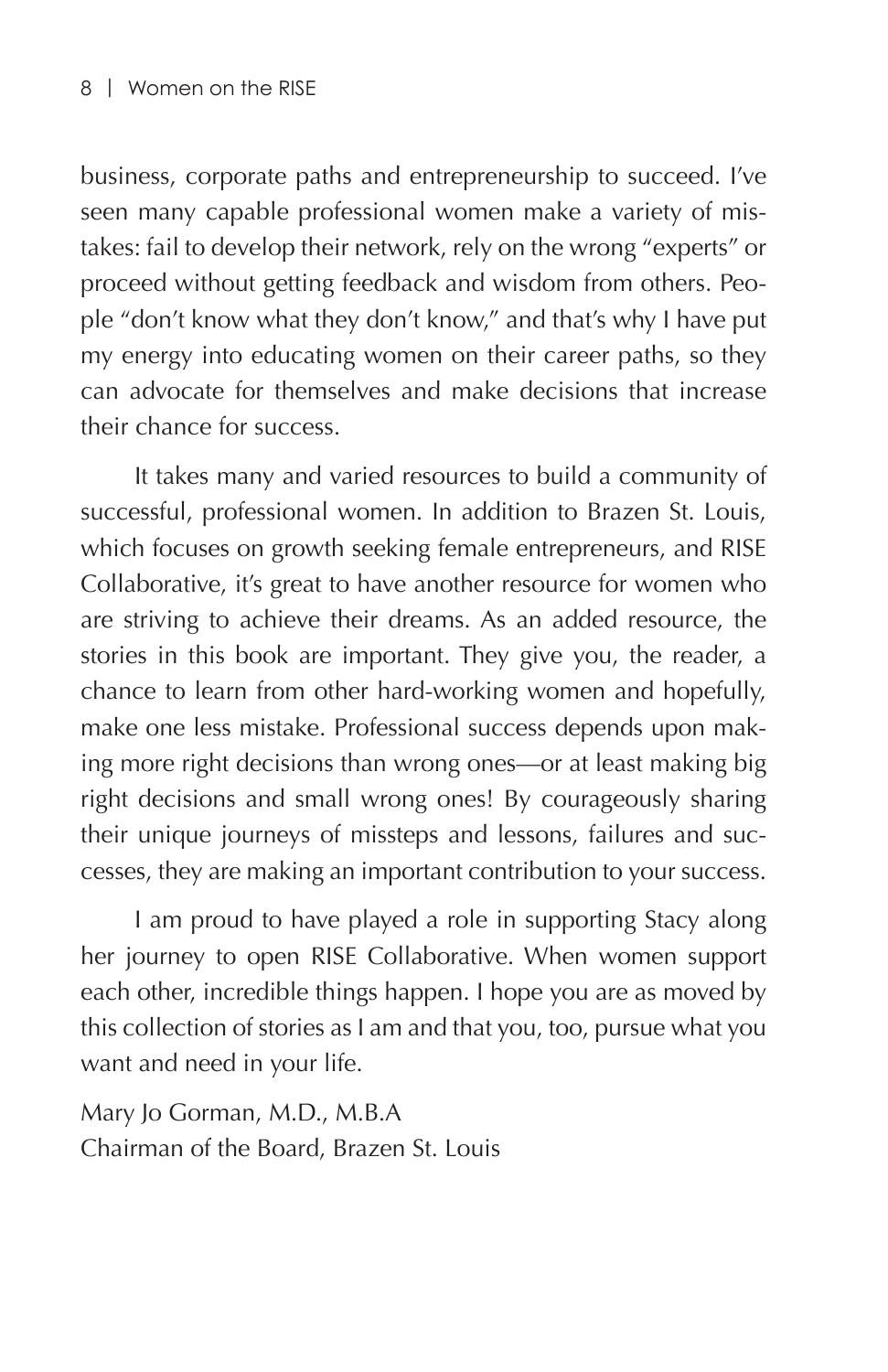business, corporate paths and entrepreneurship to succeed. I've seen many capable professional women make a variety of mistakes: fail to develop their network, rely on the wrong "experts" or proceed without getting feedback and wisdom from others. People "don't know what they don't know," and that's why I have put my energy into educating women on their career paths, so they can advocate for themselves and make decisions that increase their chance for success.

It takes many and varied resources to build a community of successful, professional women. In addition to Brazen St. Louis, which focuses on growth seeking female entrepreneurs, and RISE Collaborative, it's great to have another resource for women who are striving to achieve their dreams. As an added resource, the stories in this book are important. They give you, the reader, a chance to learn from other hard-working women and hopefully, make one less mistake. Professional success depends upon making more right decisions than wrong ones—or at least making big right decisions and small wrong ones! By courageously sharing their unique journeys of missteps and lessons, failures and successes, they are making an important contribution to your success.

I am proud to have played a role in supporting Stacy along her journey to open RISE Collaborative. When women support each other, incredible things happen. I hope you are as moved by this collection of stories as I am and that you, too, pursue what you want and need in your life.

Mary Jo Gorman, M.D., M.B.A
Chairman of the Board, Brazen St. Louis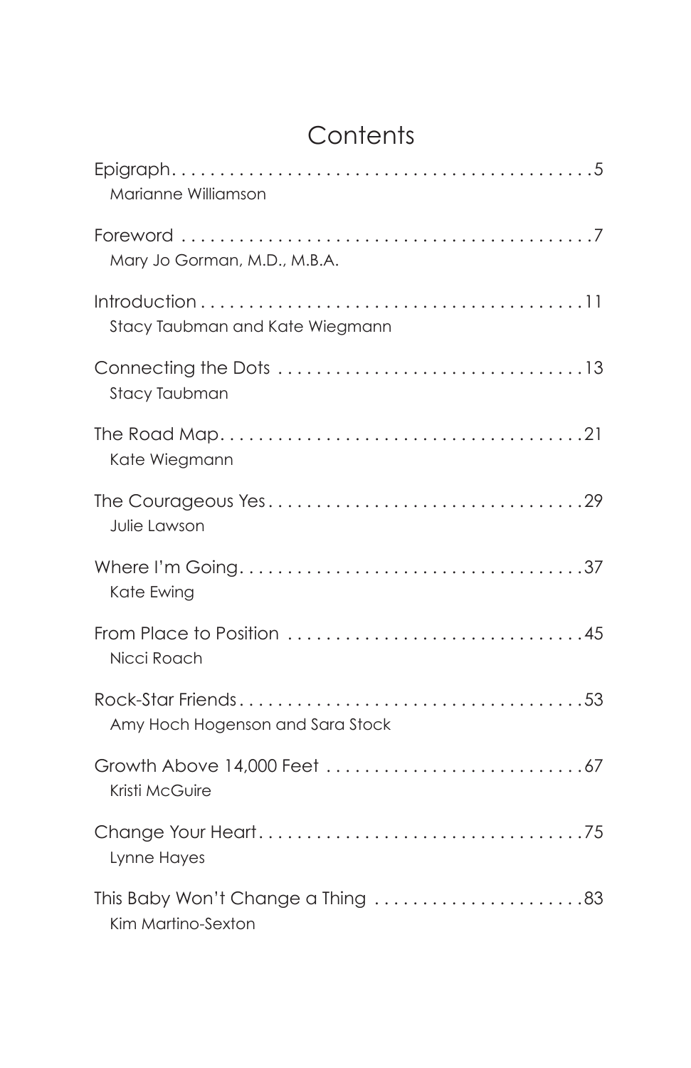# Contents

Epigraph . . . . . . . . . . . . . . . . . . . . . . . . . . . . . . . . . . . . . . . . . . . . 5
Marianne Williamson

Foreword . . . . . . . . . . . . . . . . . . . . . . . . . . . . . . . . . . . . . . . . . . . . 7
Mary Jo Gorman, M.D., M.B.A.

Introduction . . . . . . . . . . . . . . . . . . . . . . . . . . . . . . . . . . . . . . . . . 11
Stacy Taubman and Kate Wiegmann

Connecting the Dots . . . . . . . . . . . . . . . . . . . . . . . . . . . . . . . . 13
Stacy Taubman

The Road Map . . . . . . . . . . . . . . . . . . . . . . . . . . . . . . . . . . . . . . . 21
Kate Wiegmann

The Courageous Yes . . . . . . . . . . . . . . . . . . . . . . . . . . . . . . . . . 29
Julie Lawson

Where I'm Going . . . . . . . . . . . . . . . . . . . . . . . . . . . . . . . . . . . . 37
Kate Ewing

From Place to Position . . . . . . . . . . . . . . . . . . . . . . . . . . . . . . . 45
Nicci Roach

Rock-Star Friends . . . . . . . . . . . . . . . . . . . . . . . . . . . . . . . . . . . 53
Amy Hoch Hogenson and Sara Stock

Growth Above 14,000 Feet . . . . . . . . . . . . . . . . . . . . . . . . . . . 67
Kristi McGuire

Change Your Heart . . . . . . . . . . . . . . . . . . . . . . . . . . . . . . . . . . 75
Lynne Hayes

This Baby Won't Change a Thing . . . . . . . . . . . . . . . . . . . . . . 83
Kim Martino-Sexton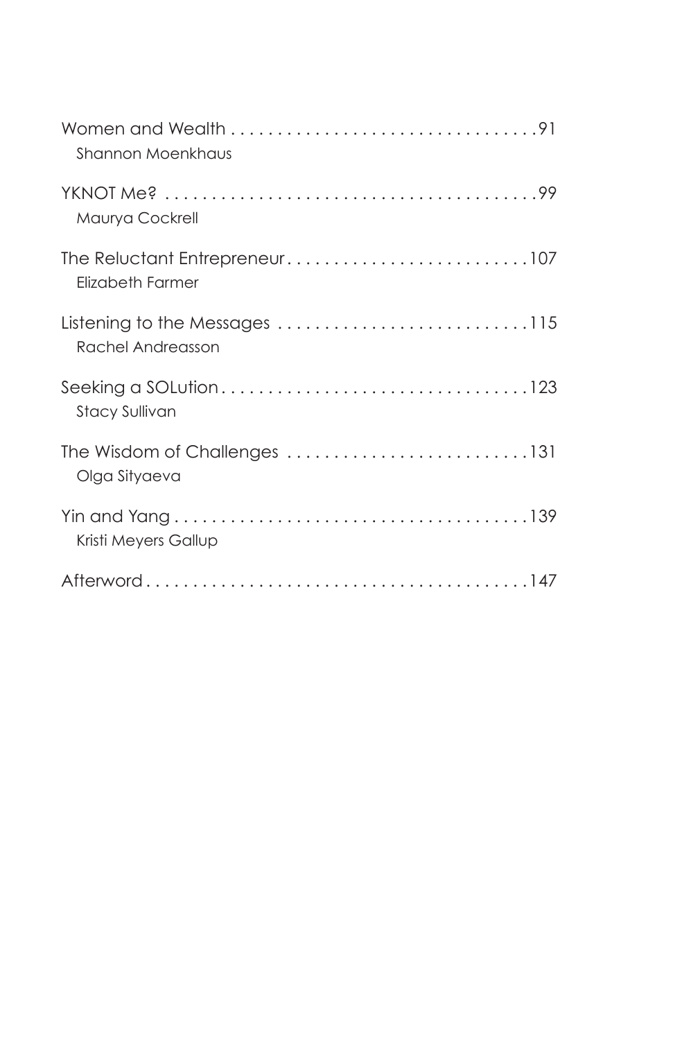Women and Wealth . . . . . . . . . . . . . . . . . . . . . . . . . . . . . . . . . .91
Shannon Moenkhaus

YKNOT Me? . . . . . . . . . . . . . . . . . . . . . . . . . . . . . . . . . . . . . . . . .99
Maurya Cockrell

The Reluctant Entrepreneur. . . . . . . . . . . . . . . . . . . . . . . . . . .107
Elizabeth Farmer

Listening to the Messages . . . . . . . . . . . . . . . . . . . . . . . . . . . .115
Rachel Andreasson

Seeking a SOLution. . . . . . . . . . . . . . . . . . . . . . . . . . . . . . . . . .123
Stacy Sullivan

The Wisdom of Challenges . . . . . . . . . . . . . . . . . . . . . . . . . . .131
Olga Sityaeva

Yin and Yang . . . . . . . . . . . . . . . . . . . . . . . . . . . . . . . . . . . . . .139
Kristi Meyers Gallup

Afterword . . . . . . . . . . . . . . . . . . . . . . . . . . . . . . . . . . . . . . . . .147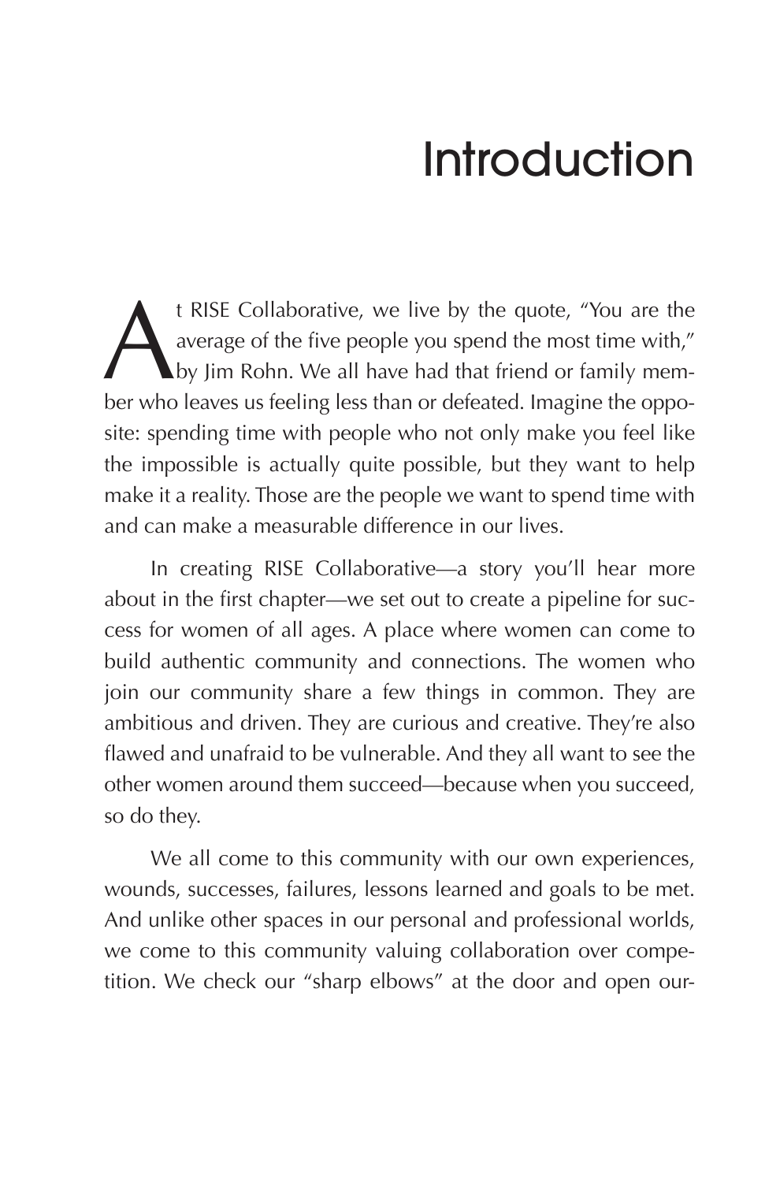# Introduction

At RISE Collaborative, we live by the quote, "You are the average of the five people you spend the most time with," by Jim Rohn. We all have had that friend or family member who leaves us feeling less than or defeated. Imagine the opposite: spending time with people who not only make you feel like the impossible is actually quite possible, but they want to help make it a reality. Those are the people we want to spend time with and can make a measurable difference in our lives.

In creating RISE Collaborative—a story you'll hear more about in the first chapter—we set out to create a pipeline for success for women of all ages. A place where women can come to build authentic community and connections. The women who join our community share a few things in common. They are ambitious and driven. They are curious and creative. They're also flawed and unafraid to be vulnerable. And they all want to see the other women around them succeed—because when you succeed, so do they.

We all come to this community with our own experiences, wounds, successes, failures, lessons learned and goals to be met. And unlike other spaces in our personal and professional worlds, we come to this community valuing collaboration over competition. We check our "sharp elbows" at the door and open our-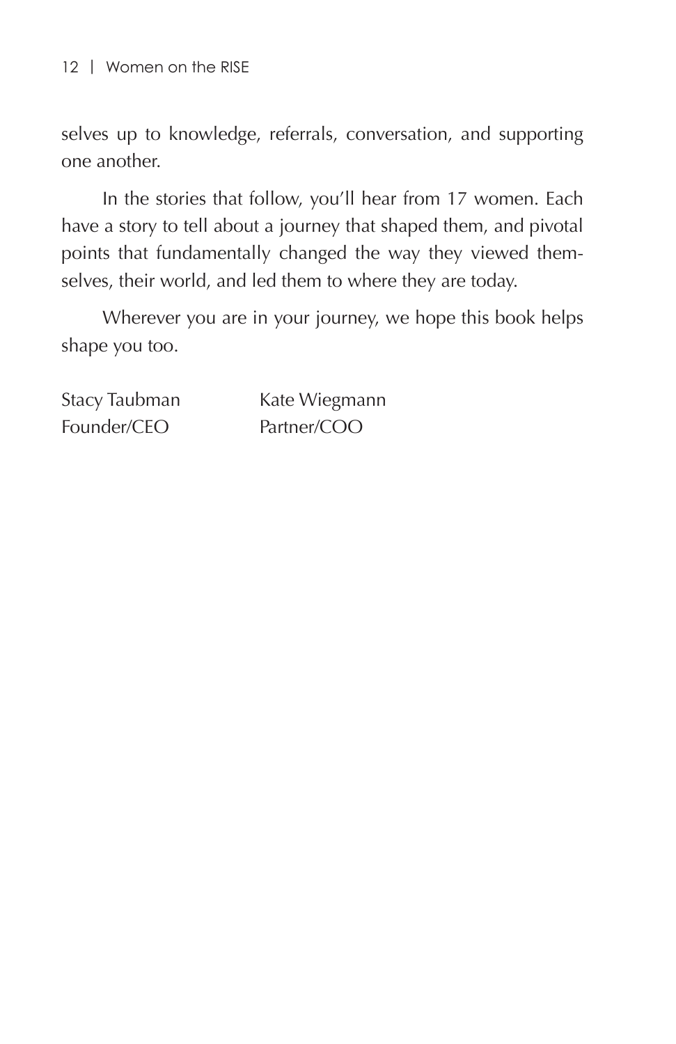selves up to knowledge, referrals, conversation, and supporting one another.

In the stories that follow, you'll hear from 17 women. Each have a story to tell about a journey that shaped them, and pivotal points that fundamentally changed the way they viewed themselves, their world, and led them to where they are today.

Wherever you are in your journey, we hope this book helps shape you too.

Stacy Taubman
Founder/CEO

Kate Wiegmann
Partner/COO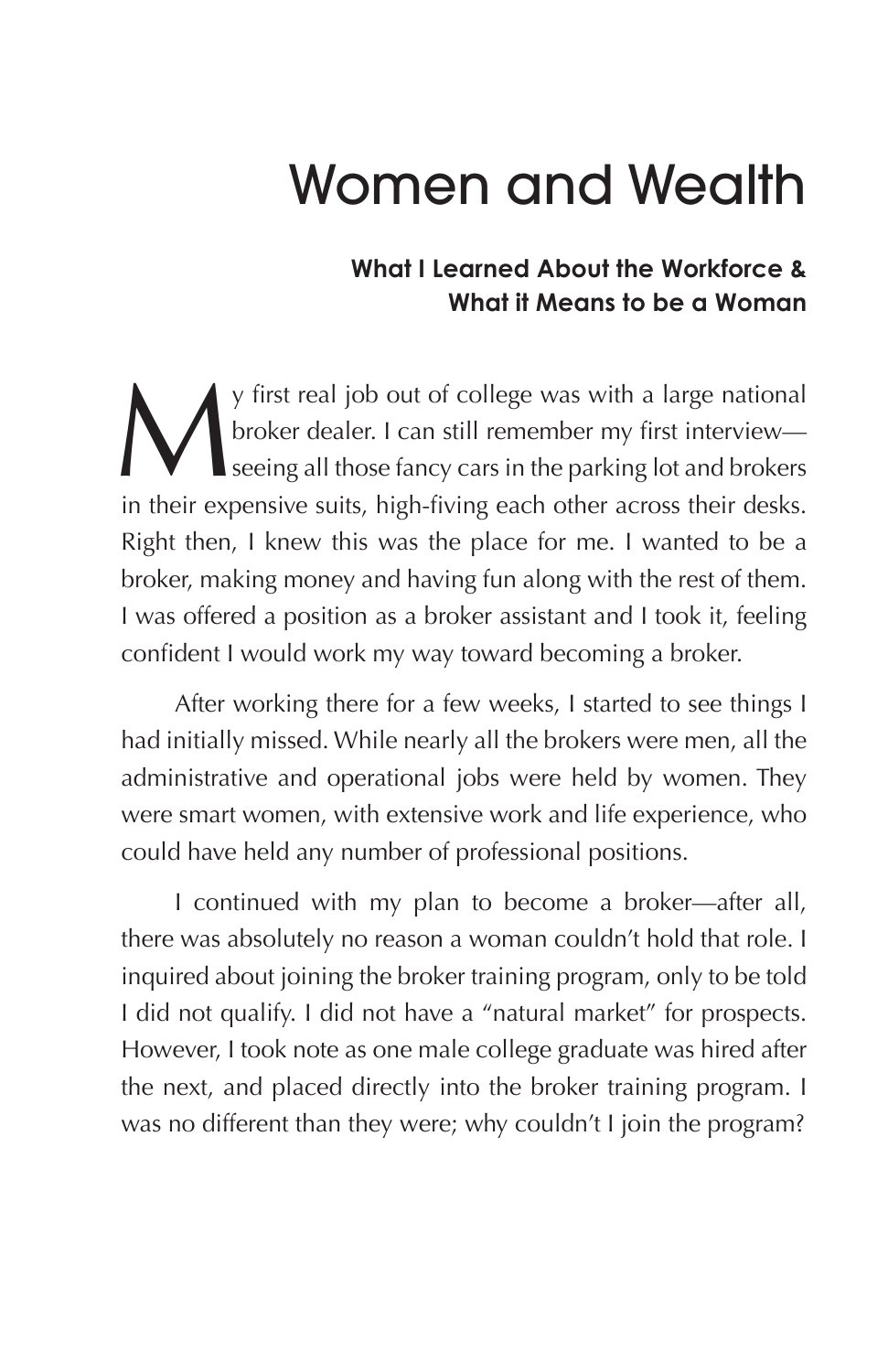# Women and Wealth

### What I Learned About the Workforce & What it Means to be a Woman

My first real job out of college was with a large national broker dealer. I can still remember my first interview—seeing all those fancy cars in the parking lot and brokers in their expensive suits, high-fiving each other across their desks. Right then, I knew this was the place for me. I wanted to be a broker, making money and having fun along with the rest of them. I was offered a position as a broker assistant and I took it, feeling confident I would work my way toward becoming a broker.

After working there for a few weeks, I started to see things I had initially missed. While nearly all the brokers were men, all the administrative and operational jobs were held by women. They were smart women, with extensive work and life experience, who could have held any number of professional positions.

I continued with my plan to become a broker—after all, there was absolutely no reason a woman couldn't hold that role. I inquired about joining the broker training program, only to be told I did not qualify. I did not have a "natural market" for prospects. However, I took note as one male college graduate was hired after the next, and placed directly into the broker training program. I was no different than they were; why couldn't I join the program?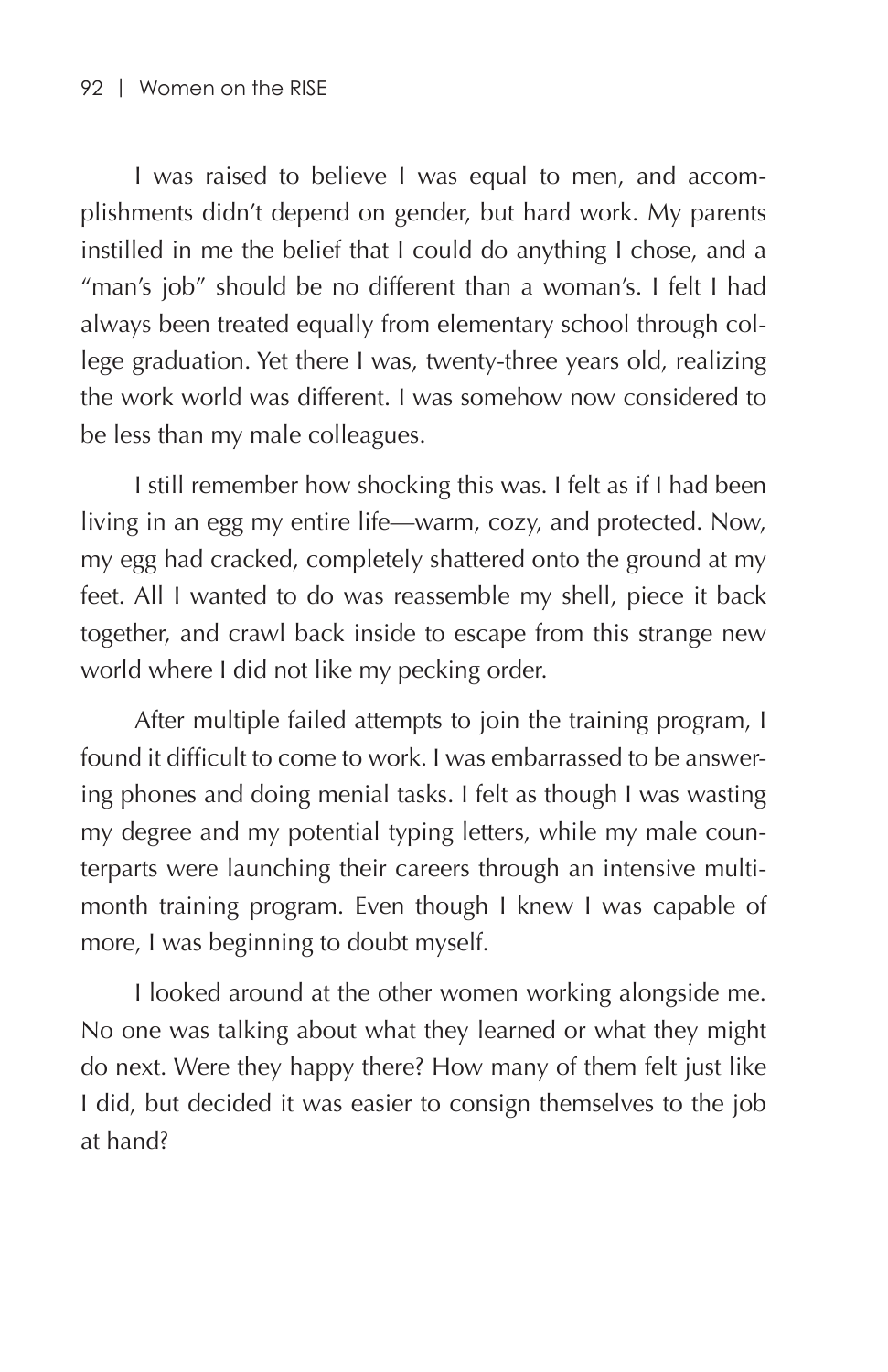I was raised to believe I was equal to men, and accomplishments didn't depend on gender, but hard work. My parents instilled in me the belief that I could do anything I chose, and a "man's job" should be no different than a woman's. I felt I had always been treated equally from elementary school through college graduation. Yet there I was, twenty-three years old, realizing the work world was different. I was somehow now considered to be less than my male colleagues.

I still remember how shocking this was. I felt as if I had been living in an egg my entire life—warm, cozy, and protected. Now, my egg had cracked, completely shattered onto the ground at my feet. All I wanted to do was reassemble my shell, piece it back together, and crawl back inside to escape from this strange new world where I did not like my pecking order.

After multiple failed attempts to join the training program, I found it difficult to come to work. I was embarrassed to be answering phones and doing menial tasks. I felt as though I was wasting my degree and my potential typing letters, while my male counterparts were launching their careers through an intensive multi-month training program. Even though I knew I was capable of more, I was beginning to doubt myself.

I looked around at the other women working alongside me. No one was talking about what they learned or what they might do next. Were they happy there? How many of them felt just like I did, but decided it was easier to consign themselves to the job at hand?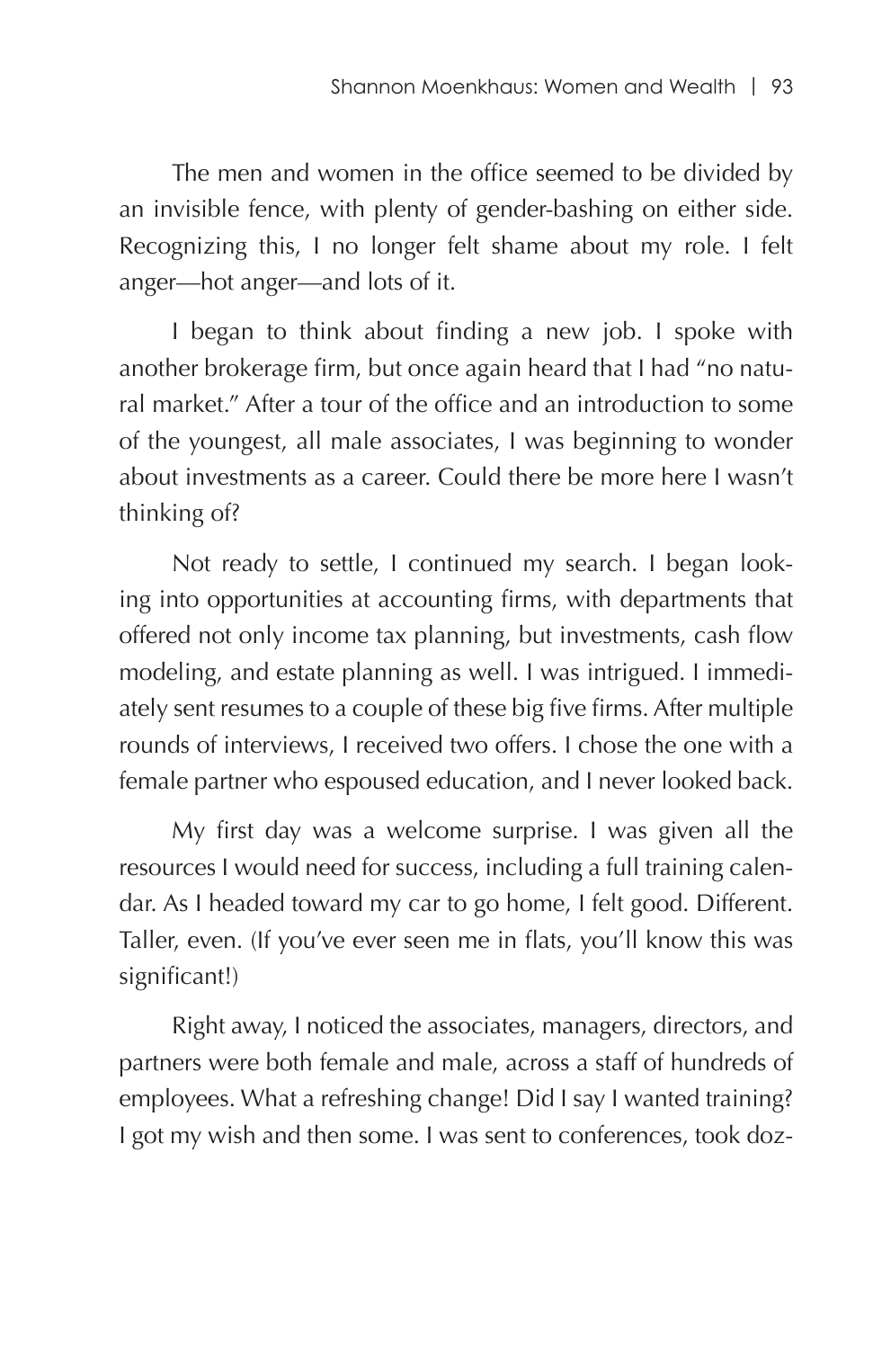The men and women in the office seemed to be divided by an invisible fence, with plenty of gender-bashing on either side. Recognizing this, I no longer felt shame about my role. I felt anger—hot anger—and lots of it.

I began to think about finding a new job. I spoke with another brokerage firm, but once again heard that I had "no natural market." After a tour of the office and an introduction to some of the youngest, all male associates, I was beginning to wonder about investments as a career. Could there be more here I wasn't thinking of?

Not ready to settle, I continued my search. I began looking into opportunities at accounting firms, with departments that offered not only income tax planning, but investments, cash flow modeling, and estate planning as well. I was intrigued. I immediately sent resumes to a couple of these big five firms. After multiple rounds of interviews, I received two offers. I chose the one with a female partner who espoused education, and I never looked back.

My first day was a welcome surprise. I was given all the resources I would need for success, including a full training calendar. As I headed toward my car to go home, I felt good. Different. Taller, even. (If you've ever seen me in flats, you'll know this was significant!)

Right away, I noticed the associates, managers, directors, and partners were both female and male, across a staff of hundreds of employees. What a refreshing change! Did I say I wanted training? I got my wish and then some. I was sent to conferences, took doz-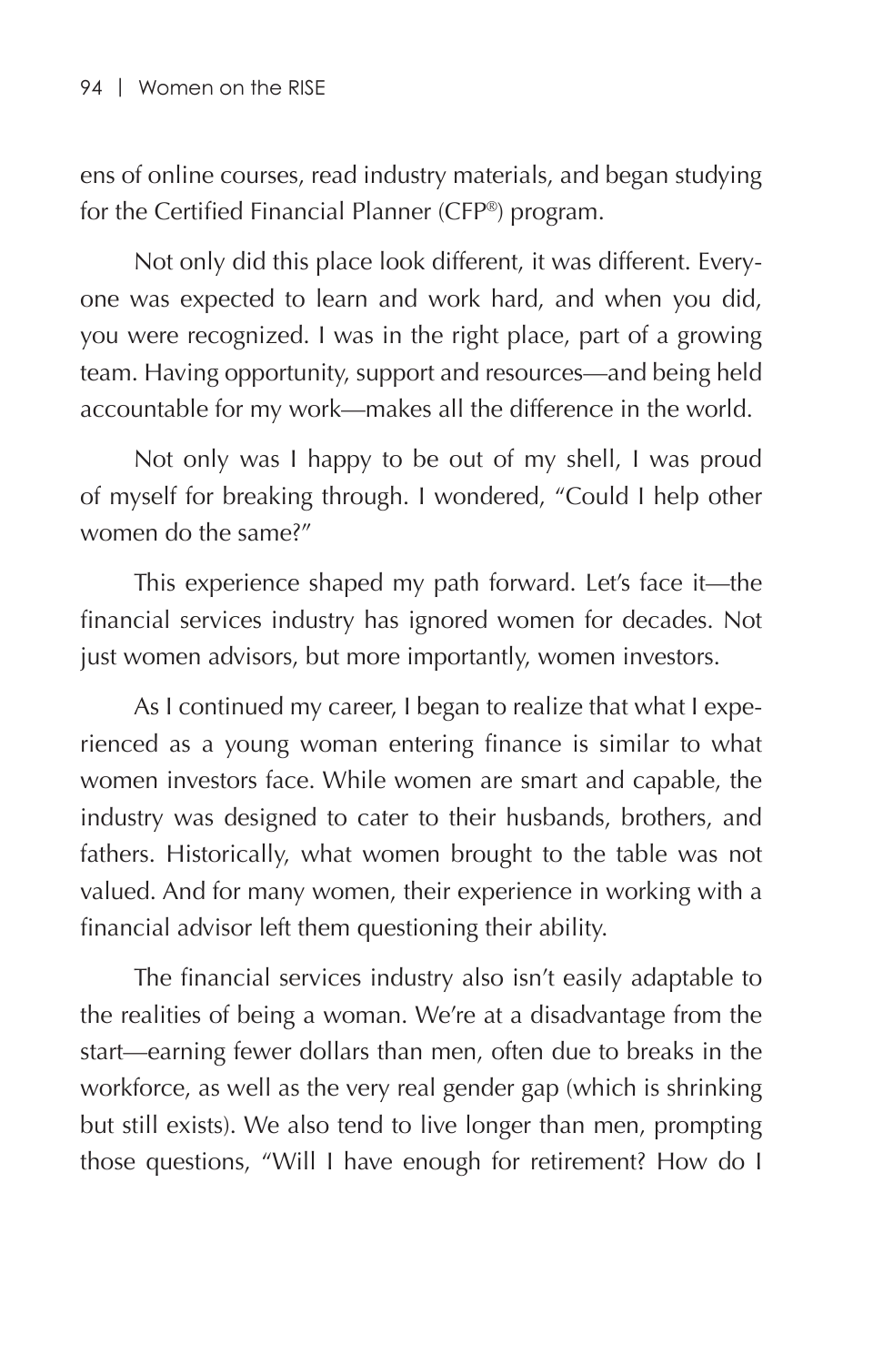ens of online courses, read industry materials, and began studying for the Certified Financial Planner (CFP®) program.

Not only did this place look different, it was different. Everyone was expected to learn and work hard, and when you did, you were recognized. I was in the right place, part of a growing team. Having opportunity, support and resources—and being held accountable for my work—makes all the difference in the world.

Not only was I happy to be out of my shell, I was proud of myself for breaking through. I wondered, "Could I help other women do the same?"

This experience shaped my path forward. Let's face it—the financial services industry has ignored women for decades. Not just women advisors, but more importantly, women investors.

As I continued my career, I began to realize that what I experienced as a young woman entering finance is similar to what women investors face. While women are smart and capable, the industry was designed to cater to their husbands, brothers, and fathers. Historically, what women brought to the table was not valued. And for many women, their experience in working with a financial advisor left them questioning their ability.

The financial services industry also isn't easily adaptable to the realities of being a woman. We're at a disadvantage from the start—earning fewer dollars than men, often due to breaks in the workforce, as well as the very real gender gap (which is shrinking but still exists). We also tend to live longer than men, prompting those questions, "Will I have enough for retirement? How do I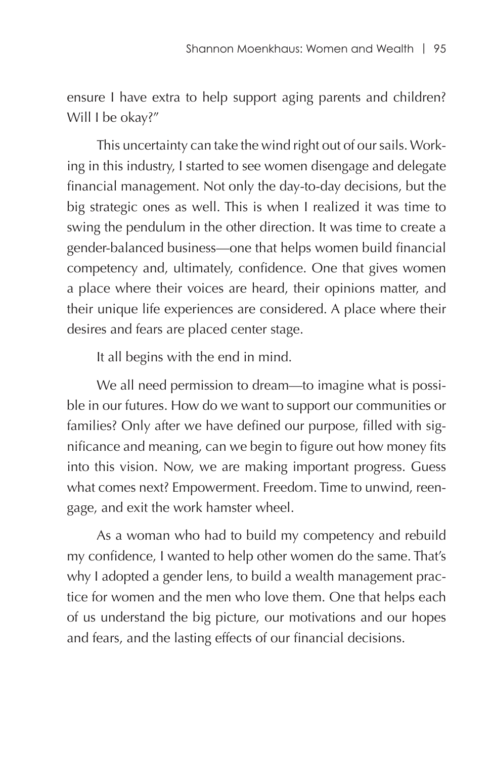ensure I have extra to help support aging parents and children? Will I be okay?"

This uncertainty can take the wind right out of our sails. Working in this industry, I started to see women disengage and delegate financial management. Not only the day-to-day decisions, but the big strategic ones as well. This is when I realized it was time to swing the pendulum in the other direction. It was time to create a gender-balanced business—one that helps women build financial competency and, ultimately, confidence. One that gives women a place where their voices are heard, their opinions matter, and their unique life experiences are considered. A place where their desires and fears are placed center stage.

It all begins with the end in mind.

We all need permission to dream—to imagine what is possible in our futures. How do we want to support our communities or families? Only after we have defined our purpose, filled with significance and meaning, can we begin to figure out how money fits into this vision. Now, we are making important progress. Guess what comes next? Empowerment. Freedom. Time to unwind, reengage, and exit the work hamster wheel.

As a woman who had to build my competency and rebuild my confidence, I wanted to help other women do the same. That's why I adopted a gender lens, to build a wealth management practice for women and the men who love them. One that helps each of us understand the big picture, our motivations and our hopes and fears, and the lasting effects of our financial decisions.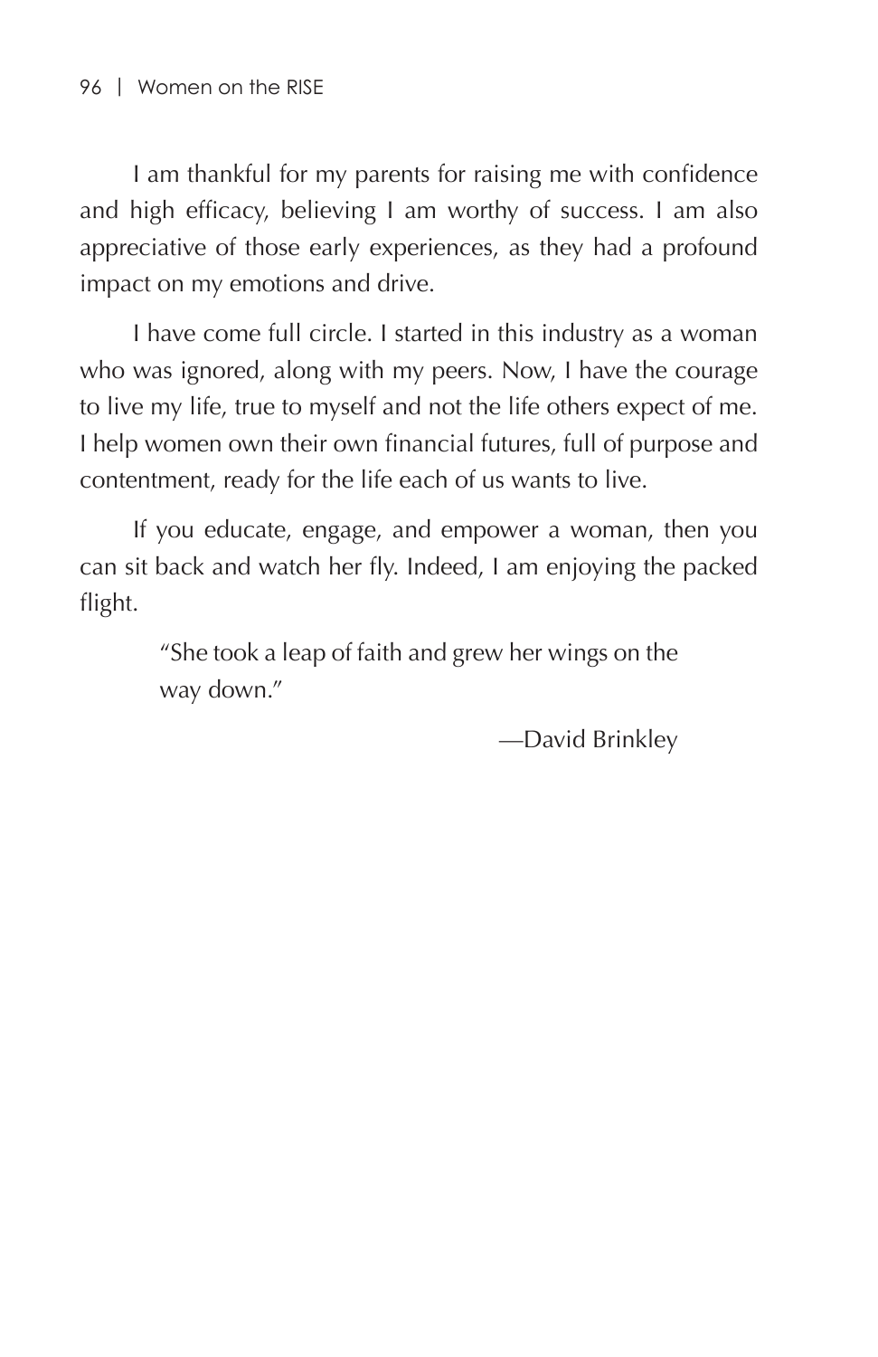I am thankful for my parents for raising me with confidence and high efficacy, believing I am worthy of success. I am also appreciative of those early experiences, as they had a profound impact on my emotions and drive.

I have come full circle. I started in this industry as a woman who was ignored, along with my peers. Now, I have the courage to live my life, true to myself and not the life others expect of me. I help women own their own financial futures, full of purpose and contentment, ready for the life each of us wants to live.

If you educate, engage, and empower a woman, then you can sit back and watch her fly. Indeed, I am enjoying the packed flight.

> "She took a leap of faith and grew her wings on the way down."
>
> —David Brinkley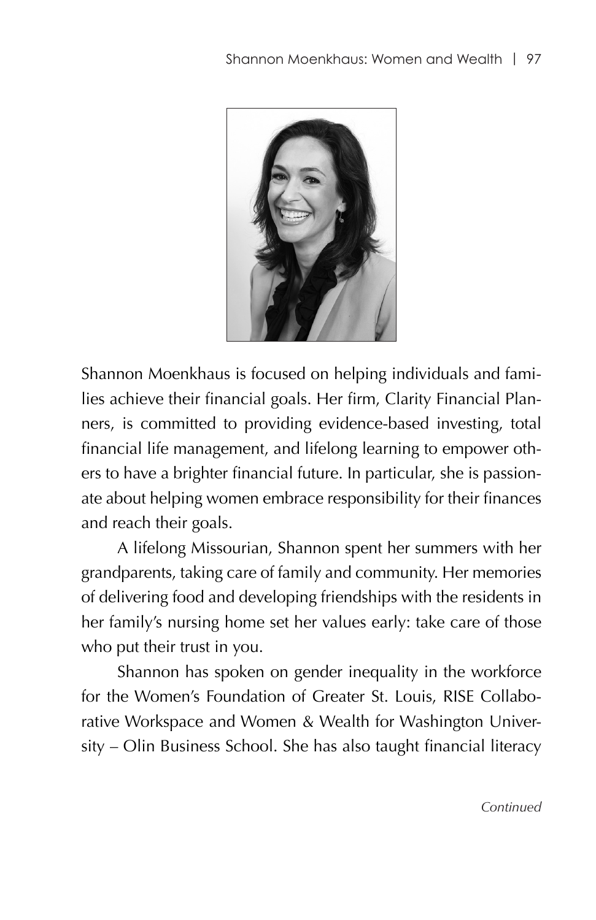Shannon Moenkhaus is focused on helping individuals and families achieve their financial goals. Her firm, Clarity Financial Planners, is committed to providing evidence-based investing, total financial life management, and lifelong learning to empower others to have a brighter financial future. In particular, she is passionate about helping women embrace responsibility for their finances and reach their goals.

A lifelong Missourian, Shannon spent her summers with her grandparents, taking care of family and community. Her memories of delivering food and developing friendships with the residents in her family's nursing home set her values early: take care of those who put their trust in you.

Shannon has spoken on gender inequality in the workforce for the Women's Foundation of Greater St. Louis, RISE Collaborative Workspace and Women & Wealth for Washington University – Olin Business School. She has also taught financial literacy

*Continued*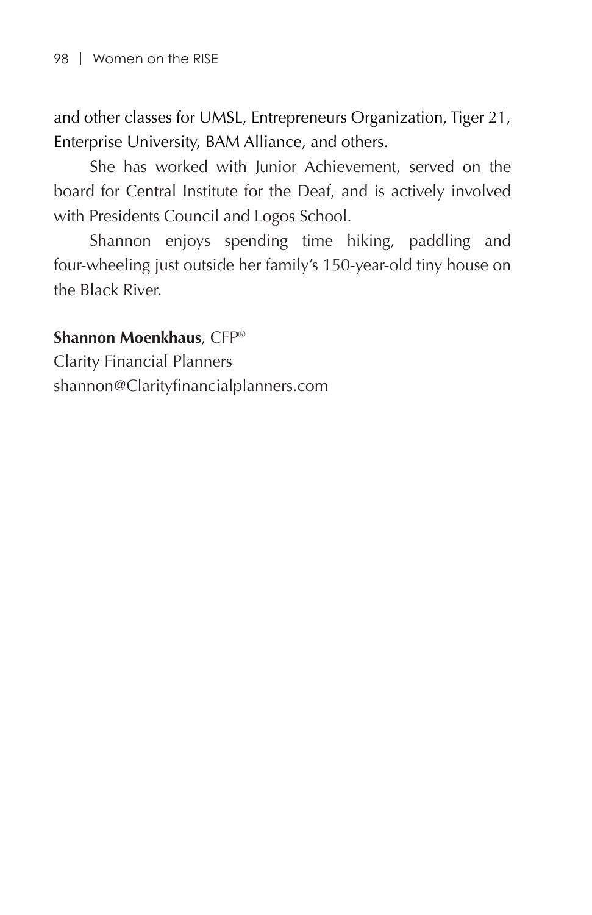and other classes for UMSL, Entrepreneurs Organization, Tiger 21, Enterprise University, BAM Alliance, and others.

She has worked with Junior Achievement, served on the board for Central Institute for the Deaf, and is actively involved with Presidents Council and Logos School.

Shannon enjoys spending time hiking, paddling and four-wheeling just outside her family's 150-year-old tiny house on the Black River.

**Shannon Moenkhaus**, CFP®
Clarity Financial Planners
shannon@Clarityfinancialplanners.com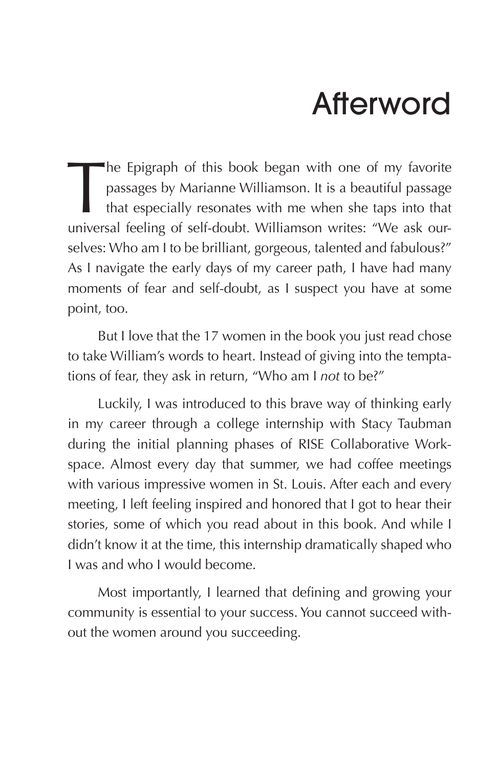# Afterword

The Epigraph of this book began with one of my favorite passages by Marianne Williamson. It is a beautiful passage that especially resonates with me when she taps into that universal feeling of self-doubt. Williamson writes: "We ask ourselves: Who am I to be brilliant, gorgeous, talented and fabulous?" As I navigate the early days of my career path, I have had many moments of fear and self-doubt, as I suspect you have at some point, too.

But I love that the 17 women in the book you just read chose to take William's words to heart. Instead of giving into the temptations of fear, they ask in return, "Who am I *not* to be?"

Luckily, I was introduced to this brave way of thinking early in my career through a college internship with Stacy Taubman during the initial planning phases of RISE Collaborative Workspace. Almost every day that summer, we had coffee meetings with various impressive women in St. Louis. After each and every meeting, I left feeling inspired and honored that I got to hear their stories, some of which you read about in this book. And while I didn't know it at the time, this internship dramatically shaped who I was and who I would become.

Most importantly, I learned that defining and growing your community is essential to your success. You cannot succeed without the women around you succeeding.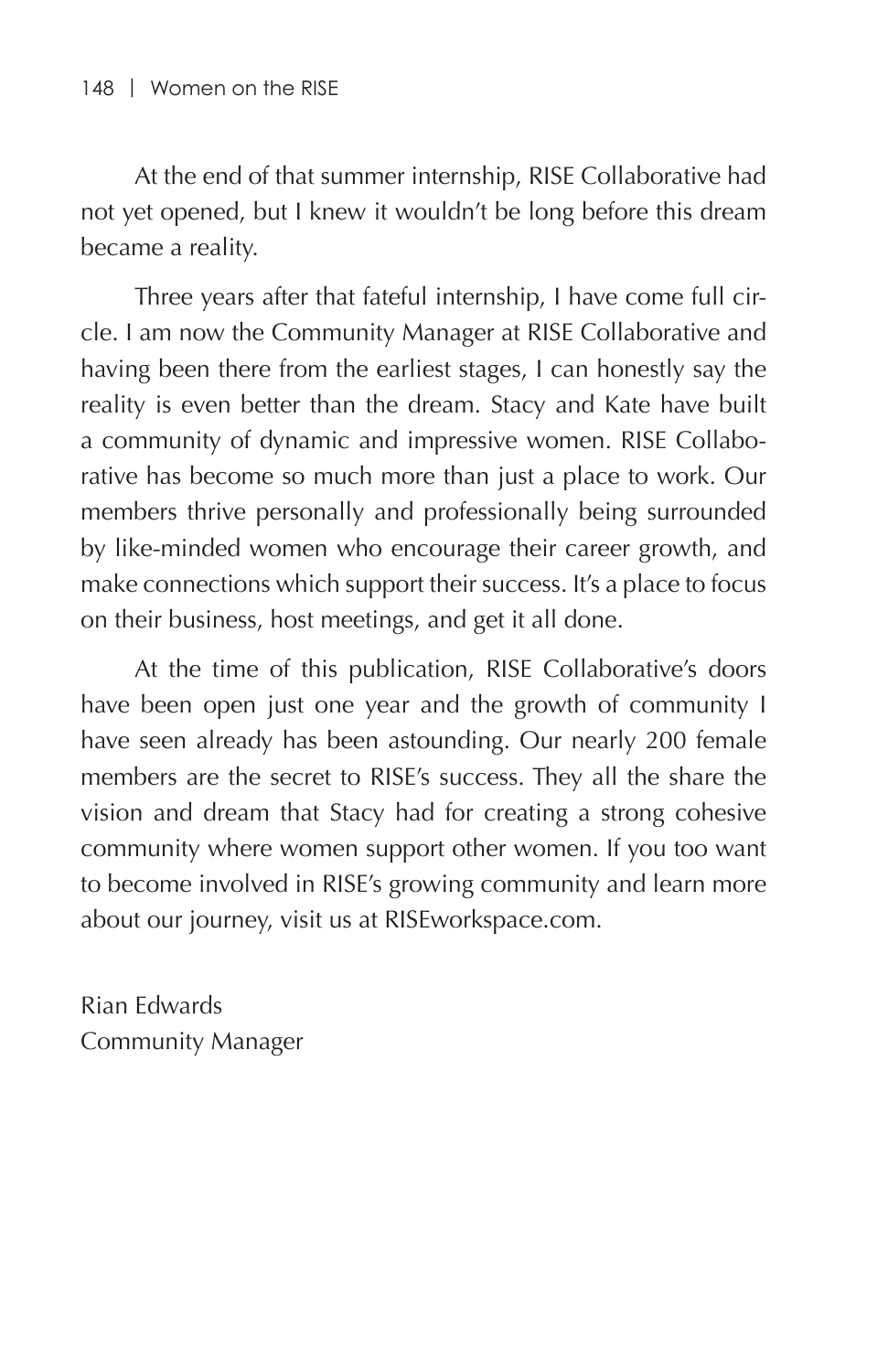At the end of that summer internship, RISE Collaborative had not yet opened, but I knew it wouldn't be long before this dream became a reality.

Three years after that fateful internship, I have come full circle. I am now the Community Manager at RISE Collaborative and having been there from the earliest stages, I can honestly say the reality is even better than the dream. Stacy and Kate have built a community of dynamic and impressive women. RISE Collaborative has become so much more than just a place to work. Our members thrive personally and professionally being surrounded by like-minded women who encourage their career growth, and make connections which support their success. It's a place to focus on their business, host meetings, and get it all done.

At the time of this publication, RISE Collaborative's doors have been open just one year and the growth of community I have seen already has been astounding. Our nearly 200 female members are the secret to RISE's success. They all the share the vision and dream that Stacy had for creating a strong cohesive community where women support other women. If you too want to become involved in RISE's growing community and learn more about our journey, visit us at RISEworkspace.com.

Rian Edwards
Community Manager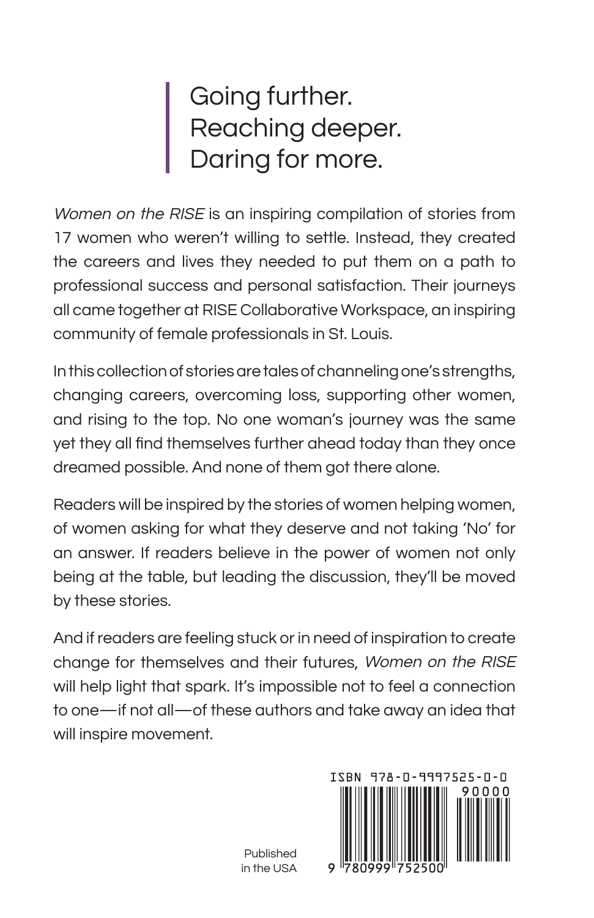> Going further.
> Reaching deeper.
> Daring for more.

*Women on the RISE* is an inspiring compilation of stories from 17 women who weren't willing to settle. Instead, they created the careers and lives they needed to put them on a path to professional success and personal satisfaction. Their journeys all came together at RISE Collaborative Workspace, an inspiring community of female professionals in St. Louis.

In this collection of stories are tales of channeling one's strengths, changing careers, overcoming loss, supporting other women, and rising to the top. No one woman's journey was the same yet they all find themselves further ahead today than they once dreamed possible. And none of them got there alone.

Readers will be inspired by the stories of women helping women, of women asking for what they deserve and not taking 'No' for an answer. If readers believe in the power of women not only being at the table, but leading the discussion, they'll be moved by these stories.

And if readers are feeling stuck or in need of inspiration to create change for themselves and their futures, *Women on the RISE* will help light that spark. It's impossible not to feel a connection to one—if not all—of these authors and take away an idea that will inspire movement.

Published
in the USA

ISBN 978-0-9997525-0-0

90000

9 780999 752500